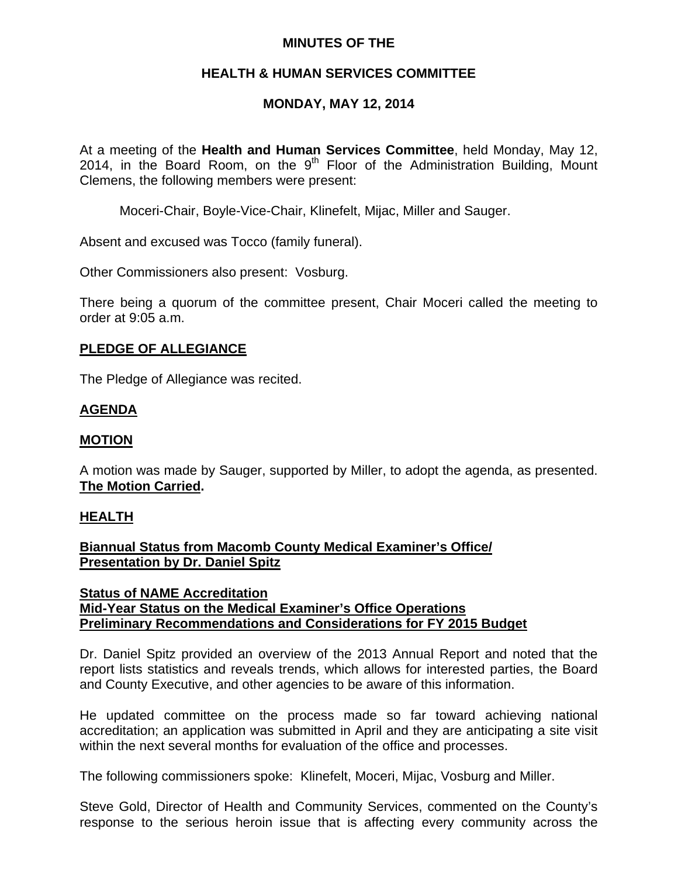# MINUTES OF THE

## HEALTH & HUMAN SERVICES COMMITTEE

### MONDAY, MAY 12, 2014

At a meeting of the **Health and Human Services Committee**, held Monday, May 12, 2014, in the Board Room, on the 9th Floor of the Administration Building, Mount Clemens, the following members were present:

Moceri-Chair, Boyle-Vice-Chair, Klinefelt, Mijac, Miller and Sauger.

Absent and excused was Tocco (family funeral).

Other Commissioners also present: Vosburg.

There being a quorum of the committee present, Chair Moceri called the meeting to order at 9:05 a.m.

**PLEDGE OF ALLEGIANCE**

The Pledge of Allegiance was recited.

**AGENDA**

**MOTION**

A motion was made by Sauger, supported by Miller, to adopt the agenda, as presented. **The Motion Carried.**

**HEALTH**

**Biannual Status from Macomb County Medical Examiner's Office/ Presentation by Dr. Daniel Spitz**

**Status of NAME Accreditation**
**Mid-Year Status on the Medical Examiner's Office Operations**
**Preliminary Recommendations and Considerations for FY 2015 Budget**

Dr. Daniel Spitz provided an overview of the 2013 Annual Report and noted that the report lists statistics and reveals trends, which allows for interested parties, the Board and County Executive, and other agencies to be aware of this information.

He updated committee on the process made so far toward achieving national accreditation; an application was submitted in April and they are anticipating a site visit within the next several months for evaluation of the office and processes.

The following commissioners spoke: Klinefelt, Moceri, Mijac, Vosburg and Miller.

Steve Gold, Director of Health and Community Services, commented on the County's response to the serious heroin issue that is affecting every community across the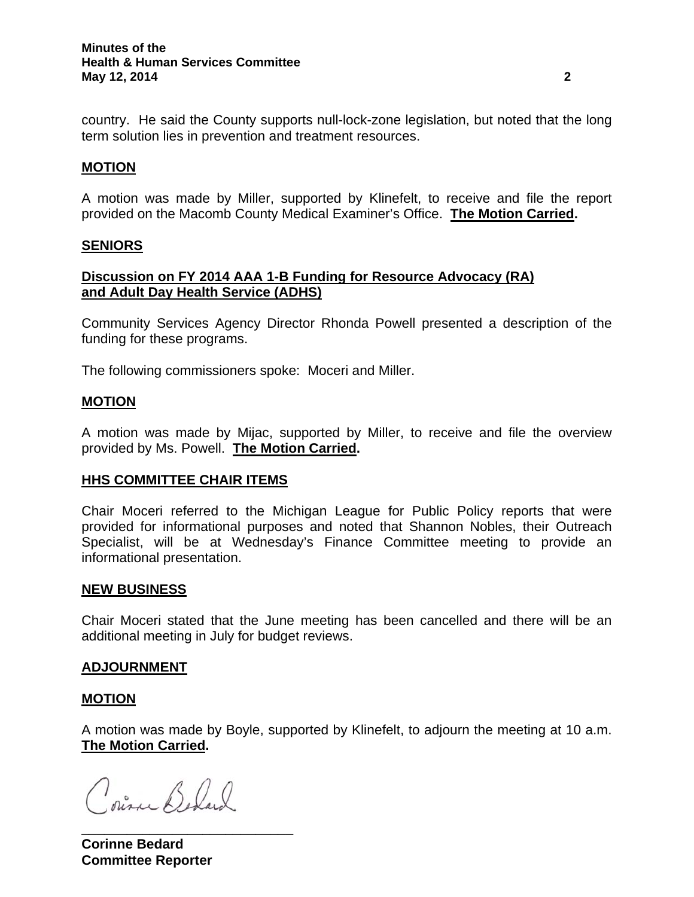country. He said the County supports null-lock-zone legislation, but noted that the long term solution lies in prevention and treatment resources.

**MOTION**

A motion was made by Miller, supported by Klinefelt, to receive and file the report provided on the Macomb County Medical Examiner's Office. **The Motion Carried.**

**SENIORS**

**Discussion on FY 2014 AAA 1-B Funding for Resource Advocacy (RA) and Adult Day Health Service (ADHS)**

Community Services Agency Director Rhonda Powell presented a description of the funding for these programs.

The following commissioners spoke: Moceri and Miller.

**MOTION**

A motion was made by Mijac, supported by Miller, to receive and file the overview provided by Ms. Powell. **The Motion Carried.**

**HHS COMMITTEE CHAIR ITEMS**

Chair Moceri referred to the Michigan League for Public Policy reports that were provided for informational purposes and noted that Shannon Nobles, their Outreach Specialist, will be at Wednesday's Finance Committee meeting to provide an informational presentation.

**NEW BUSINESS**

Chair Moceri stated that the June meeting has been cancelled and there will be an additional meeting in July for budget reviews.

**ADJOURNMENT**

**MOTION**

A motion was made by Boyle, supported by Klinefelt, to adjourn the meeting at 10 a.m. **The Motion Carried.**

_______________________________

**Corinne Bedard**
**Committee Reporter**